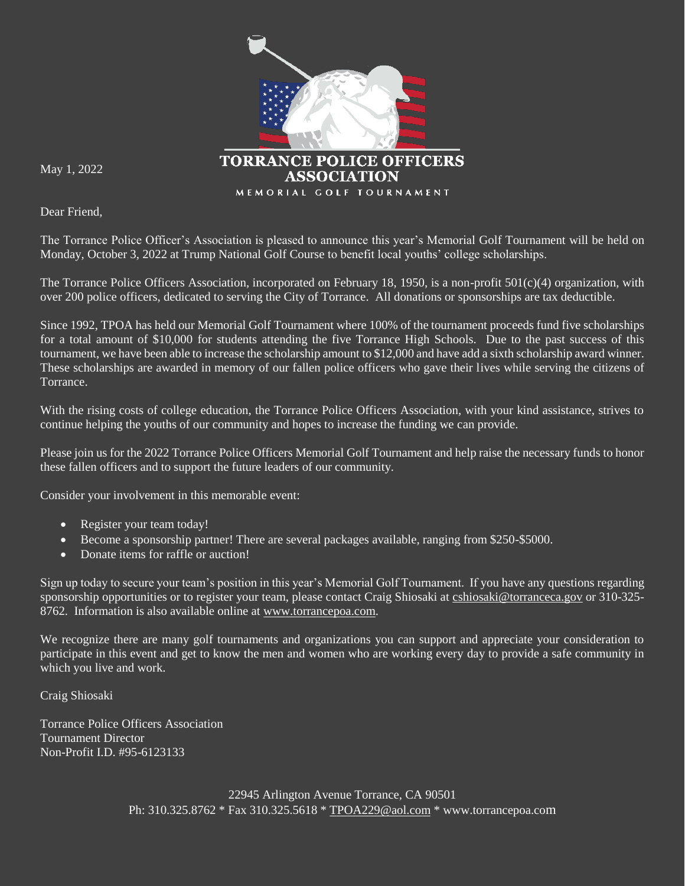# TORRANCE POLICE OFFICERS ASSOCIATION

MEMORIAL GOLF TOURNAMENT

May 1, 2022

Dear Friend,

The Torrance Police Officer's Association is pleased to announce this year's Memorial Golf Tournament will be held on Monday, October 3, 2022 at Trump National Golf Course to benefit local youths' college scholarships.

The Torrance Police Officers Association, incorporated on February 18, 1950, is a non-profit 501(c)(4) organization, with over 200 police officers, dedicated to serving the City of Torrance. All donations or sponsorships are tax deductible.

Since 1992, TPOA has held our Memorial Golf Tournament where 100% of the tournament proceeds fund five scholarships for a total amount of $10,000 for students attending the five Torrance High Schools. Due to the past success of this tournament, we have been able to increase the scholarship amount to $12,000 and have add a sixth scholarship award winner. These scholarships are awarded in memory of our fallen police officers who gave their lives while serving the citizens of Torrance.

With the rising costs of college education, the Torrance Police Officers Association, with your kind assistance, strives to continue helping the youths of our community and hopes to increase the funding we can provide.

Please join us for the 2022 Torrance Police Officers Memorial Golf Tournament and help raise the necessary funds to honor these fallen officers and to support the future leaders of our community.

Consider your involvement in this memorable event:

- Register your team today!
- Become a sponsorship partner! There are several packages available, ranging from $250-$5000.
- Donate items for raffle or auction!

Sign up today to secure your team's position in this year's Memorial Golf Tournament. If you have any questions regarding sponsorship opportunities or to register your team, please contact Craig Shiosaki at cshiosaki@torranceca.gov or 310-325-8762. Information is also available online at www.torrancepoa.com.

We recognize there are many golf tournaments and organizations you can support and appreciate your consideration to participate in this event and get to know the men and women who are working every day to provide a safe community in which you live and work.

Craig Shiosaki

Torrance Police Officers Association
Tournament Director
Non-Profit I.D. #95-6123133

22945 Arlington Avenue Torrance, CA 90501
Ph: 310.325.8762 * Fax 310.325.5618 * TPOA229@aol.com * www.torrancepoa.com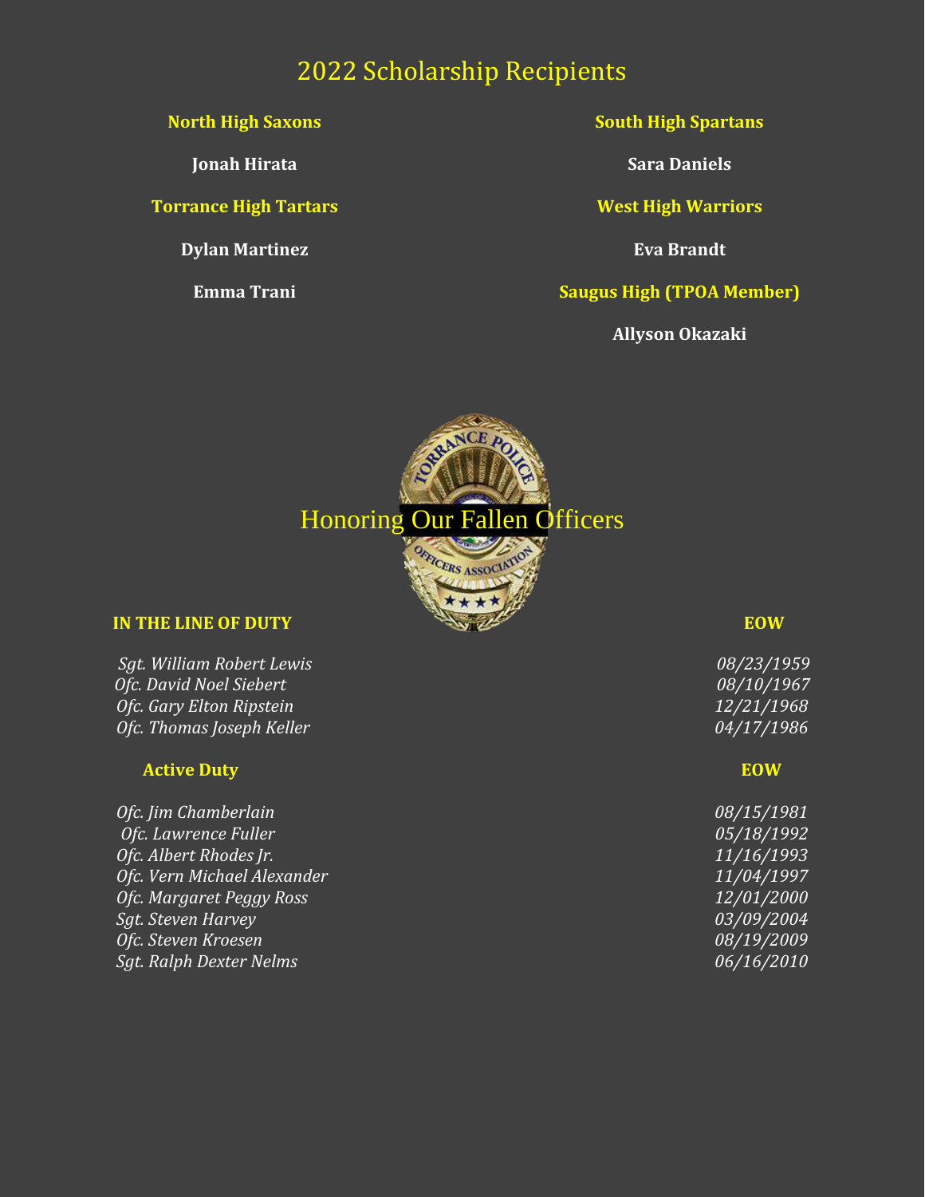# 2022 Scholarship Recipients

**North High Saxons**

**Jonah Hirata**

**South High Spartans**

**Sara Daniels**

**Torrance High Tartars**

**Dylan Martinez**

**Emma Trani**

**West High Warriors**

**Eva Brandt**

**Saugus High (TPOA Member)**

**Allyson Okazaki**

# Honoring Our Fallen Officers

| **IN THE LINE OF DUTY** | **EOW** |
|---|---|
| *Sgt. William Robert Lewis* | *08/23/1959* |
| *Ofc. David Noel Siebert* | *08/10/1967* |
| *Ofc. Gary Elton Ripstein* | *12/21/1968* |
| *Ofc. Thomas Joseph Keller* | *04/17/1986* |

| **Active Duty** | **EOW** |
|---|---|
| *Ofc. Jim Chamberlain* | *08/15/1981* |
| *Ofc. Lawrence Fuller* | *05/18/1992* |
| *Ofc. Albert Rhodes Jr.* | *11/16/1993* |
| *Ofc. Vern Michael Alexander* | *11/04/1997* |
| *Ofc. Margaret Peggy Ross* | *12/01/2000* |
| *Sgt. Steven Harvey* | *03/09/2004* |
| *Ofc. Steven Kroesen* | *08/19/2009* |
| *Sgt. Ralph Dexter Nelms* | *06/16/2010* |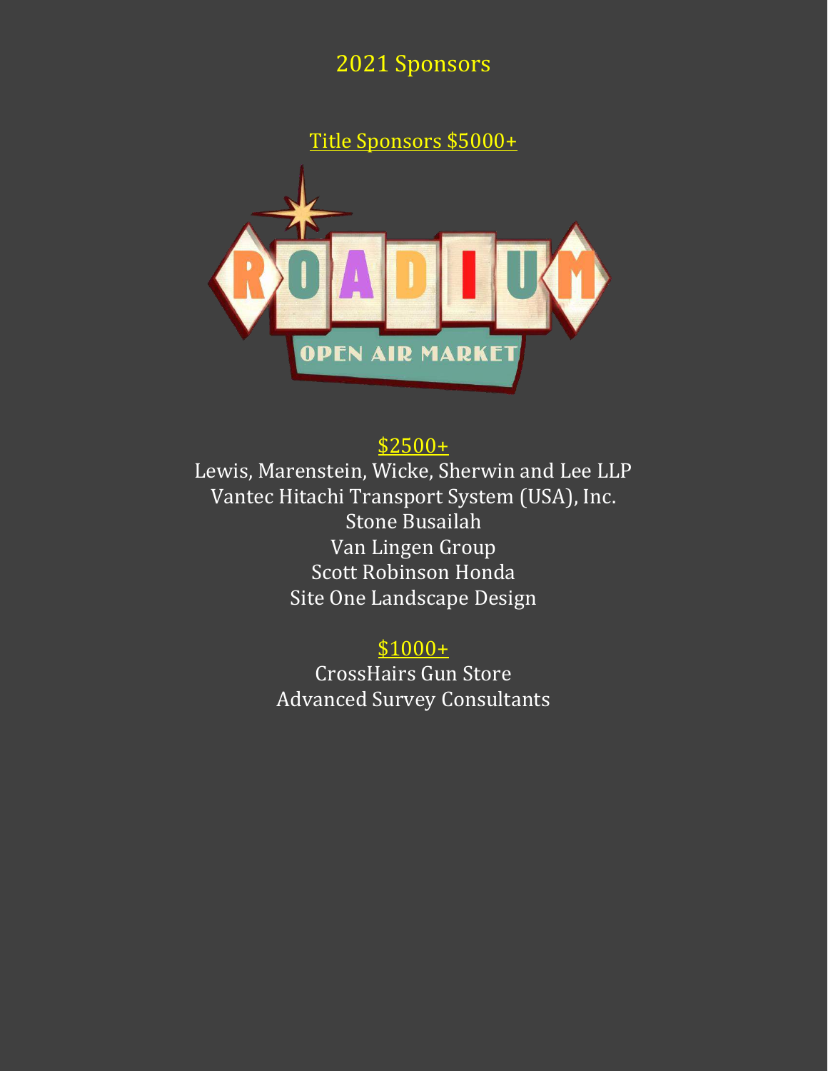# 2021 Sponsors

## Title Sponsors $5000+

ROADIUM

OPEN AIR MARKET

## $2500+

Lewis, Marenstein, Wicke, Sherwin and Lee LLP
Vantec Hitachi Transport System (USA), Inc.
Stone Busailah
Van Lingen Group
Scott Robinson Honda
Site One Landscape Design

## $1000+

CrossHairs Gun Store
Advanced Survey Consultants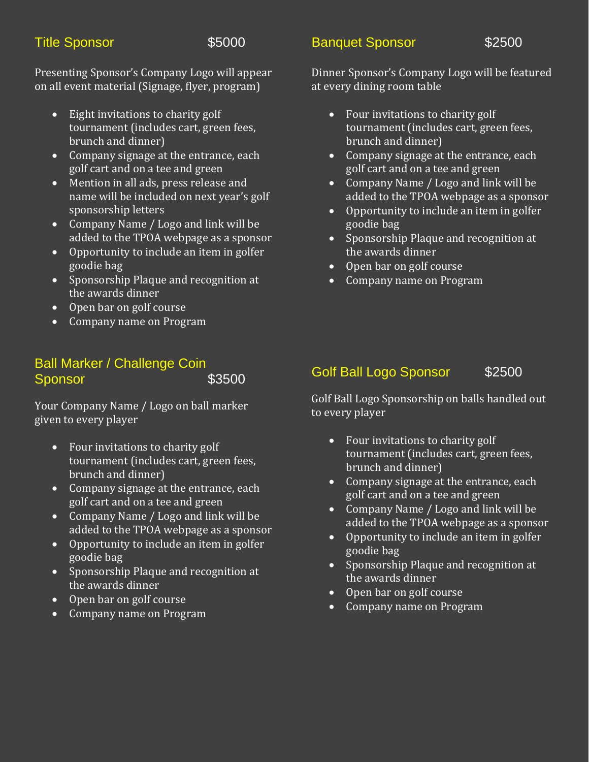## Title Sponsor $5000

Presenting Sponsor's Company Logo will appear on all event material (Signage, flyer, program)

- Eight invitations to charity golf tournament (includes cart, green fees, brunch and dinner)
- Company signage at the entrance, each golf cart and on a tee and green
- Mention in all ads, press release and name will be included on next year's golf sponsorship letters
- Company Name / Logo and link will be added to the TPOA webpage as a sponsor
- Opportunity to include an item in golfer goodie bag
- Sponsorship Plaque and recognition at the awards dinner
- Open bar on golf course
- Company name on Program

## Ball Marker / Challenge Coin Sponsor $3500

Your Company Name / Logo on ball marker given to every player

- Four invitations to charity golf tournament (includes cart, green fees, brunch and dinner)
- Company signage at the entrance, each golf cart and on a tee and green
- Company Name / Logo and link will be added to the TPOA webpage as a sponsor
- Opportunity to include an item in golfer goodie bag
- Sponsorship Plaque and recognition at the awards dinner
- Open bar on golf course
- Company name on Program

## Banquet Sponsor $2500

Dinner Sponsor's Company Logo will be featured at every dining room table

- Four invitations to charity golf tournament (includes cart, green fees, brunch and dinner)
- Company signage at the entrance, each golf cart and on a tee and green
- Company Name / Logo and link will be added to the TPOA webpage as a sponsor
- Opportunity to include an item in golfer goodie bag
- Sponsorship Plaque and recognition at the awards dinner
- Open bar on golf course
- Company name on Program

## Golf Ball Logo Sponsor $2500

Golf Ball Logo Sponsorship on balls handled out to every player

- Four invitations to charity golf tournament (includes cart, green fees, brunch and dinner)
- Company signage at the entrance, each golf cart and on a tee and green
- Company Name / Logo and link will be added to the TPOA webpage as a sponsor
- Opportunity to include an item in golfer goodie bag
- Sponsorship Plaque and recognition at the awards dinner
- Open bar on golf course
- Company name on Program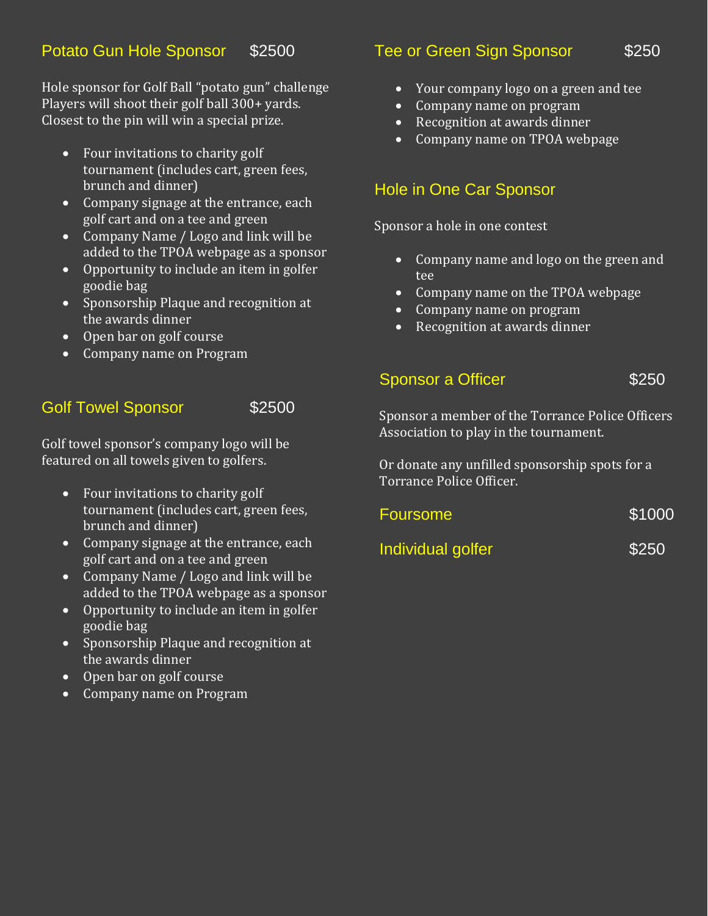## Potato Gun Hole Sponsor $2500

Hole sponsor for Golf Ball "potato gun" challenge Players will shoot their golf ball 300+ yards. Closest to the pin will win a special prize.

- Four invitations to charity golf tournament (includes cart, green fees, brunch and dinner)
- Company signage at the entrance, each golf cart and on a tee and green
- Company Name / Logo and link will be added to the TPOA webpage as a sponsor
- Opportunity to include an item in golfer goodie bag
- Sponsorship Plaque and recognition at the awards dinner
- Open bar on golf course
- Company name on Program

## Golf Towel Sponsor $2500

Golf towel sponsor's company logo will be featured on all towels given to golfers.

- Four invitations to charity golf tournament (includes cart, green fees, brunch and dinner)
- Company signage at the entrance, each golf cart and on a tee and green
- Company Name / Logo and link will be added to the TPOA webpage as a sponsor
- Opportunity to include an item in golfer goodie bag
- Sponsorship Plaque and recognition at the awards dinner
- Open bar on golf course
- Company name on Program

## Tee or Green Sign Sponsor $250

- Your company logo on a green and tee
- Company name on program
- Recognition at awards dinner
- Company name on TPOA webpage

## Hole in One Car Sponsor

Sponsor a hole in one contest

- Company name and logo on the green and tee
- Company name on the TPOA webpage
- Company name on program
- Recognition at awards dinner

## Sponsor a Officer $250

Sponsor a member of the Torrance Police Officers Association to play in the tournament.

Or donate any unfilled sponsorship spots for a Torrance Police Officer.

## Foursome $1000

## Individual golfer $250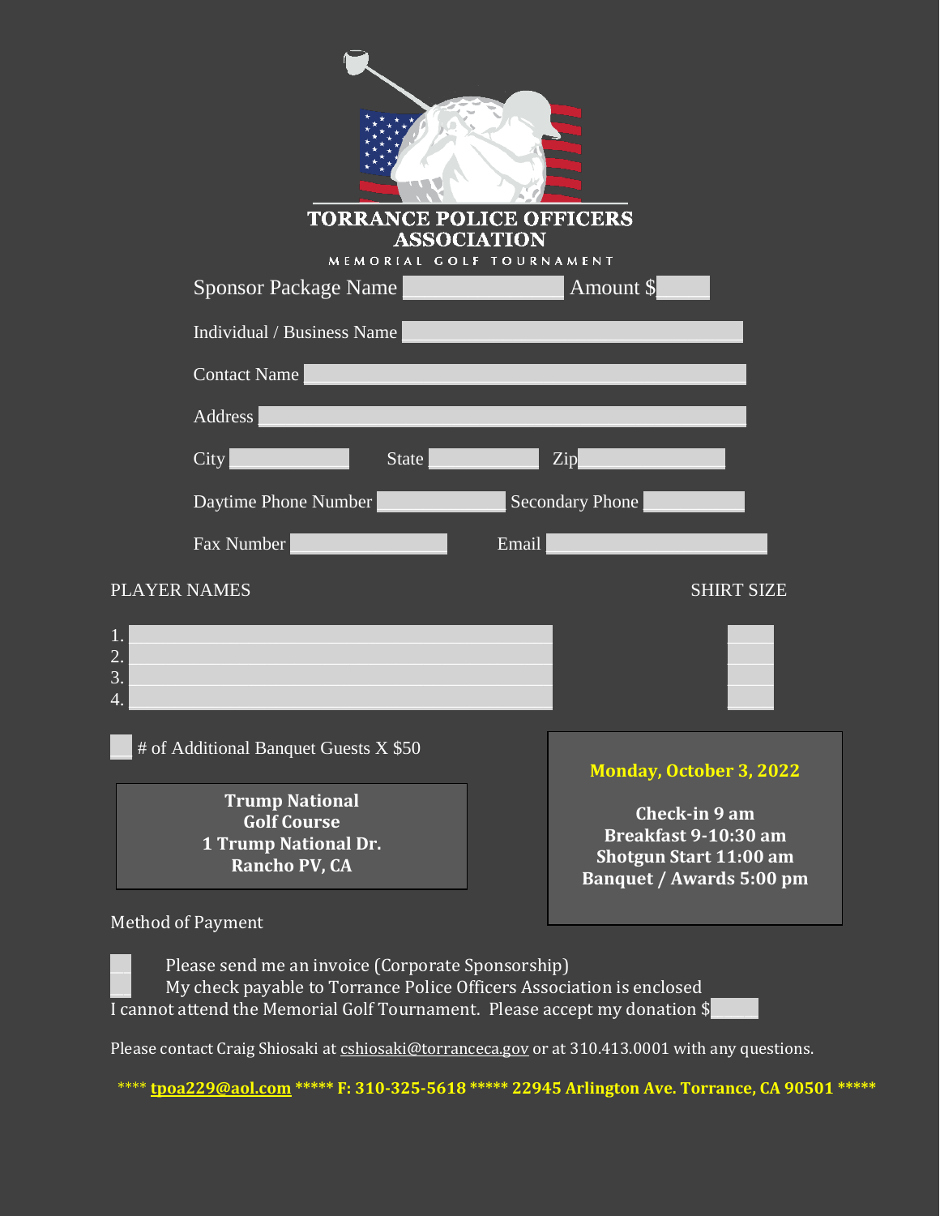# TORRANCE POLICE OFFICERS ASSOCIATION

MEMORIAL GOLF TOURNAMENT

Sponsor Package Name ______ Amount $______

Individual / Business Name ______

Contact Name ______

Address ______

City ______ State ______ Zip ______

Daytime Phone Number ______ Secondary Phone ______

Fax Number ______ Email ______

| PLAYER NAMES | SHIRT SIZE |
|---|---|
| 1. | |
| 2. | |
| 3. | |
| 4. | |

___ # of Additional Banquet Guests X $50

**Trump National**
**Golf Course**
**1 Trump National Dr.**
**Rancho PV, CA**

**Monday, October 3, 2022**

**Check-in 9 am**
**Breakfast 9-10:30 am**
**Shotgun Start 11:00 am**
**Banquet / Awards 5:00 pm**

Method of Payment

___ Please send me an invoice (Corporate Sponsorship)

___ My check payable to Torrance Police Officers Association is enclosed

I cannot attend the Memorial Golf Tournament. Please accept my donation $______

Please contact Craig Shiosaki at cshiosaki@torranceca.gov or at 310.413.0001 with any questions.

**** **tpoa229@aol.com** ***** **F: 310-325-5618** ***** **22945 Arlington Ave. Torrance, CA 90501** *****